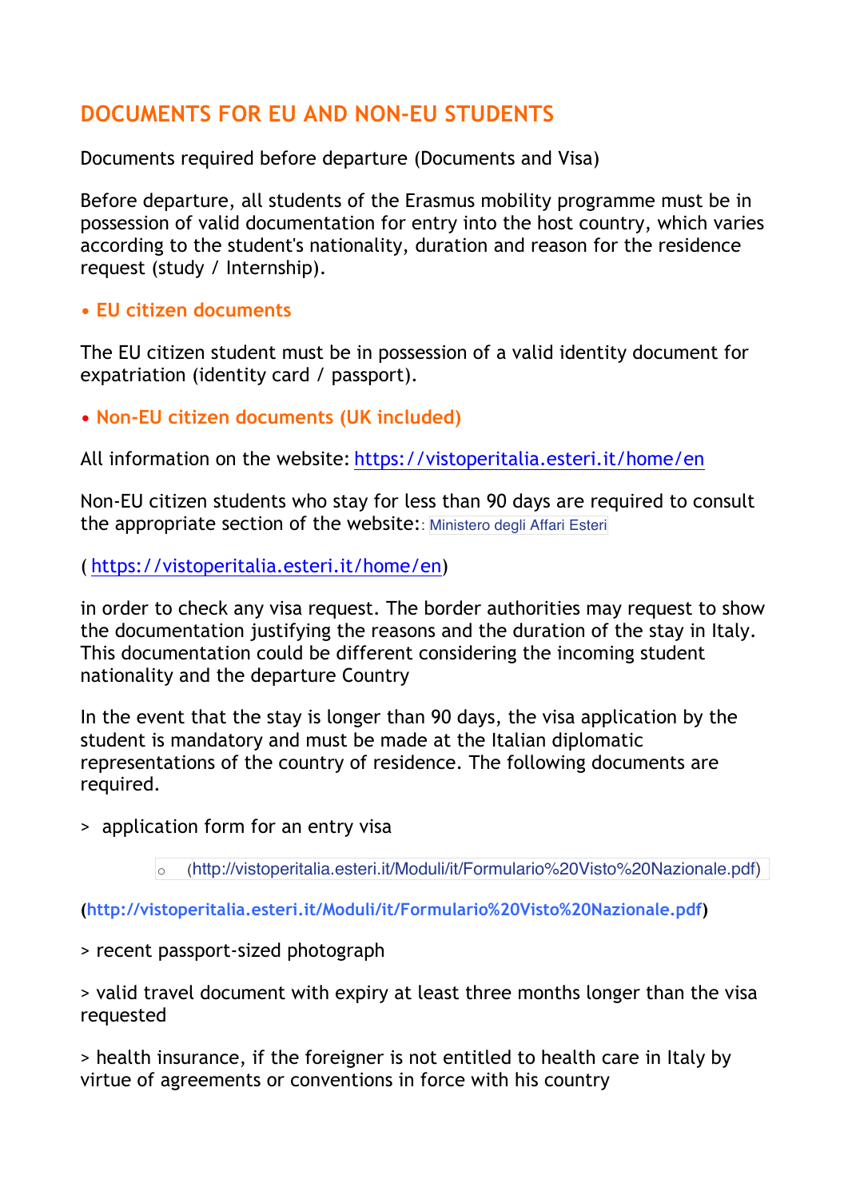## DOCUMENTS FOR EU AND NON-EU STUDENTS

Documents required before departure (Documents and Visa)

Before departure, all students of the Erasmus mobility programme must be in possession of valid documentation for entry into the host country, which varies according to the student's nationality, duration and reason for the residence request (study / Internship).

### • EU citizen documents

The EU citizen student must be in possession of a valid identity document for expatriation (identity card / passport).

### • Non-EU citizen documents (UK included)

All information on the website: https://vistoperitalia.esteri.it/home/en

Non-EU citizen students who stay for less than 90 days are required to consult the appropriate section of the website:: Ministero degli Affari Esteri

( https://vistoperitalia.esteri.it/home/en)

in order to check any visa request. The border authorities may request to show the documentation justifying the reasons and the duration of the stay in Italy. This documentation could be different considering the incoming student nationality and the departure Country

In the event that the stay is longer than 90 days, the visa application by the student is mandatory and must be made at the Italian diplomatic representations of the country of residence. The following documents are required.

> application form for an entry visa

- (http://vistoperitalia.esteri.it/Moduli/it/Formulario%20Visto%20Nazionale.pdf)

(**http://vistoperitalia.esteri.it/Moduli/it/Formulario%20Visto%20Nazionale.pdf**)

> recent passport-sized photograph

> valid travel document with expiry at least three months longer than the visa requested

> health insurance, if the foreigner is not entitled to health care in Italy by virtue of agreements or conventions in force with his country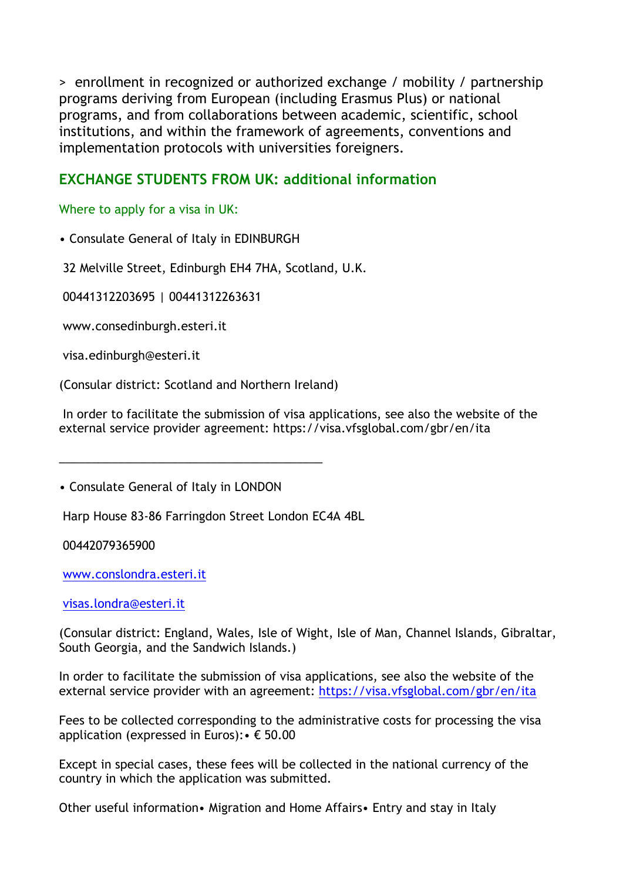> enrollment in recognized or authorized exchange / mobility / partnership programs deriving from European (including Erasmus Plus) or national programs, and from collaborations between academic, scientific, school institutions, and within the framework of agreements, conventions and implementation protocols with universities foreigners.

## EXCHANGE STUDENTS FROM UK: additional information

Where to apply for a visa in UK:

• Consulate General of Italy in EDINBURGH

32 Melville Street, Edinburgh EH4 7HA, Scotland, U.K.

00441312203695 | 00441312263631

www.consedinburgh.esteri.it

visa.edinburgh@esteri.it

(Consular district: Scotland and Northern Ireland)

In order to facilitate the submission of visa applications, see also the website of the external service provider agreement: https://visa.vfsglobal.com/gbr/en/ita

---

• Consulate General of Italy in LONDON

Harp House 83-86 Farringdon Street London EC4A 4BL

00442079365900

[www.conslondra.esteri.it](www.conslondra.esteri.it)

[visas.londra@esteri.it](mailto:visas.londra@esteri.it)

(Consular district: England, Wales, Isle of Wight, Isle of Man, Channel Islands, Gibraltar, South Georgia, and the Sandwich Islands.)

In order to facilitate the submission of visa applications, see also the website of the external service provider with an agreement: [https://visa.vfsglobal.com/gbr/en/ita](https://visa.vfsglobal.com/gbr/en/ita)

Fees to be collected corresponding to the administrative costs for processing the visa application (expressed in Euros):• € 50.00

Except in special cases, these fees will be collected in the national currency of the country in which the application was submitted.

Other useful information• Migration and Home Affairs• Entry and stay in Italy